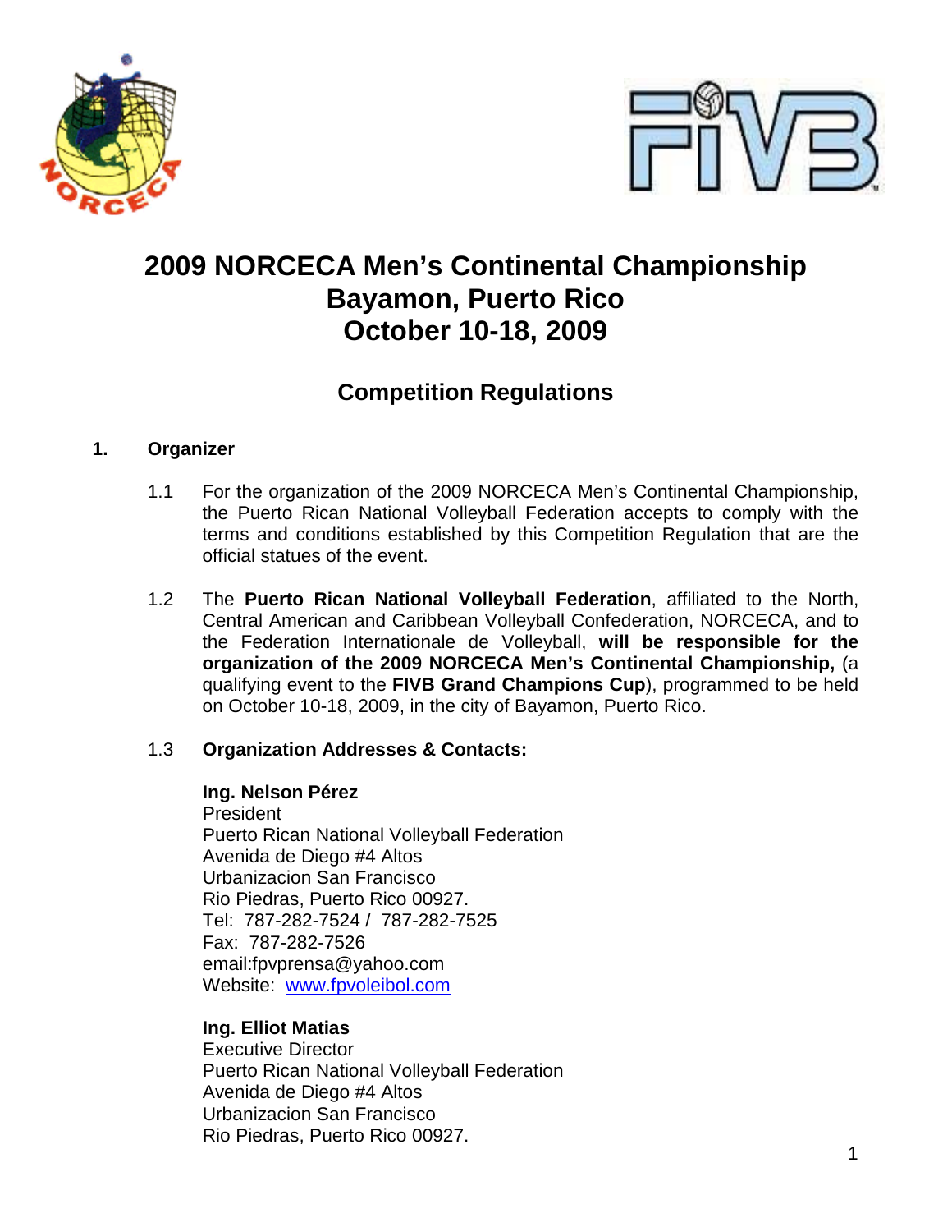# 2009 NORCECA Men's Continental Championship
# Bayamon, Puerto Rico
# October 10-18, 2009

## Competition Regulations

### 1. Organizer

1.1 For the organization of the 2009 NORCECA Men's Continental Championship, the Puerto Rican National Volleyball Federation accepts to comply with the terms and conditions established by this Competition Regulation that are the official statues of the event.

1.2 The **Puerto Rican National Volleyball Federation**, affiliated to the North, Central American and Caribbean Volleyball Confederation, NORCECA, and to the Federation Internationale de Volleyball, **will be responsible for the organization of the 2009 NORCECA Men's Continental Championship,** (a qualifying event to the **FIVB Grand Champions Cup**), programmed to be held on October 10-18, 2009, in the city of Bayamon, Puerto Rico.

1.3 **Organization Addresses & Contacts:**

**Ing. Nelson Pérez**
President
Puerto Rican National Volleyball Federation
Avenida de Diego #4 Altos
Urbanizacion San Francisco
Rio Piedras, Puerto Rico 00927.
Tel: 787-282-7524 / 787-282-7525
Fax: 787-282-7526
email:fpvprensa@yahoo.com
Website: www.fpvoleibol.com

**Ing. Elliot Matias**
Executive Director
Puerto Rican National Volleyball Federation
Avenida de Diego #4 Altos
Urbanizacion San Francisco
Rio Piedras, Puerto Rico 00927.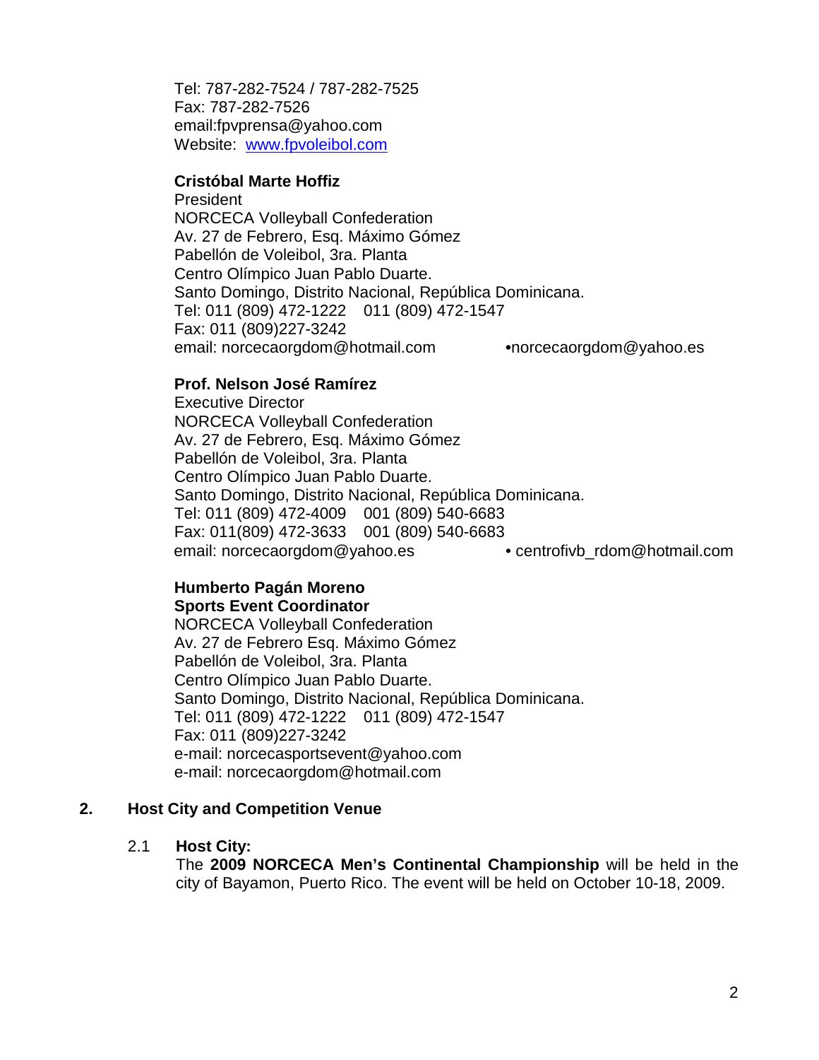Tel: 787-282-7524 / 787-282-7525
Fax: 787-282-7526
email:fpvprensa@yahoo.com
Website: www.fpvoleibol.com

**Cristóbal Marte Hoffiz**
President
NORCECA Volleyball Confederation
Av. 27 de Febrero, Esq. Máximo Gómez
Pabellón de Voleibol, 3ra. Planta
Centro Olímpico Juan Pablo Duarte.
Santo Domingo, Distrito Nacional, República Dominicana.
Tel: 011 (809) 472-1222 011 (809) 472-1547
Fax: 011 (809)227-3242
email: norcecaorgdom@hotmail.com •norcecaorgdom@yahoo.es

**Prof. Nelson José Ramírez**
Executive Director
NORCECA Volleyball Confederation
Av. 27 de Febrero, Esq. Máximo Gómez
Pabellón de Voleibol, 3ra. Planta
Centro Olímpico Juan Pablo Duarte.
Santo Domingo, Distrito Nacional, República Dominicana.
Tel: 011 (809) 472-4009 001 (809) 540-6683
Fax: 011(809) 472-3633 001 (809) 540-6683
email: norcecaorgdom@yahoo.es • centrofivb_rdom@hotmail.com

**Humberto Pagán Moreno**
**Sports Event Coordinator**
NORCECA Volleyball Confederation
Av. 27 de Febrero Esq. Máximo Gómez
Pabellón de Voleibol, 3ra. Planta
Centro Olímpico Juan Pablo Duarte.
Santo Domingo, Distrito Nacional, República Dominicana.
Tel: 011 (809) 472-1222 011 (809) 472-1547
Fax: 011 (809)227-3242
e-mail: norcecasportsevent@yahoo.com
e-mail: norcecaorgdom@hotmail.com

## 2. Host City and Competition Venue

### 2.1 Host City:

The **2009 NORCECA Men's Continental Championship** will be held in the city of Bayamon, Puerto Rico. The event will be held on October 10-18, 2009.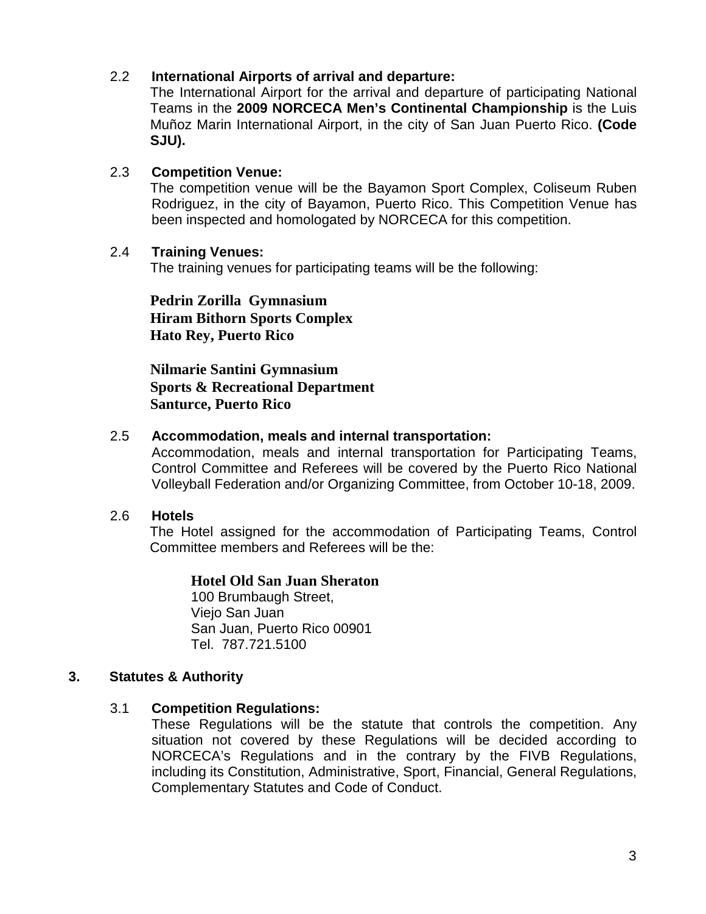### 2.2 International Airports of arrival and departure:

The International Airport for the arrival and departure of participating National Teams in the **2009 NORCECA Men's Continental Championship** is the Luis Muñoz Marin International Airport, in the city of San Juan Puerto Rico. **(Code SJU).**

### 2.3 Competition Venue:

The competition venue will be the Bayamon Sport Complex, Coliseum Ruben Rodriguez, in the city of Bayamon, Puerto Rico. This Competition Venue has been inspected and homologated by NORCECA for this competition.

### 2.4 Training Venues:

The training venues for participating teams will be the following:

**Pedrin Zorilla Gymnasium**
**Hiram Bithorn Sports Complex**
**Hato Rey, Puerto Rico**

**Nilmarie Santini Gymnasium**
**Sports & Recreational Department**
**Santurce, Puerto Rico**

### 2.5 Accommodation, meals and internal transportation:

Accommodation, meals and internal transportation for Participating Teams, Control Committee and Referees will be covered by the Puerto Rico National Volleyball Federation and/or Organizing Committee, from October 10-18, 2009.

### 2.6 Hotels

The Hotel assigned for the accommodation of Participating Teams, Control Committee members and Referees will be the:

**Hotel Old San Juan Sheraton**
100 Brumbaugh Street,
Viejo San Juan
San Juan, Puerto Rico 00901
Tel. 787.721.5100

## 3. Statutes & Authority

### 3.1 Competition Regulations:

These Regulations will be the statute that controls the competition. Any situation not covered by these Regulations will be decided according to NORCECA's Regulations and in the contrary by the FIVB Regulations, including its Constitution, Administrative, Sport, Financial, General Regulations, Complementary Statutes and Code of Conduct.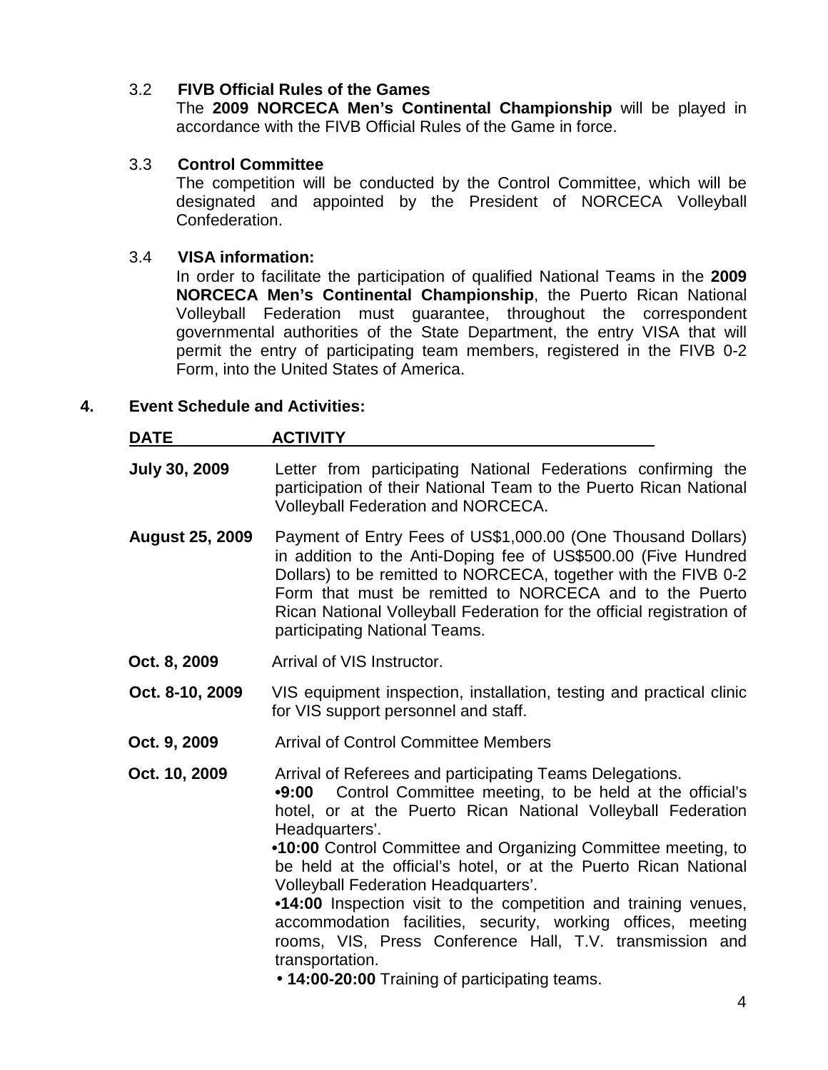### 3.2 FIVB Official Rules of the Games

The **2009 NORCECA Men's Continental Championship** will be played in accordance with the FIVB Official Rules of the Game in force.

### 3.3 Control Committee

The competition will be conducted by the Control Committee, which will be designated and appointed by the President of NORCECA Volleyball Confederation.

### 3.4 VISA information:

In order to facilitate the participation of qualified National Teams in the **2009 NORCECA Men's Continental Championship**, the Puerto Rican National Volleyball Federation must guarantee, throughout the correspondent governmental authorities of the State Department, the entry VISA that will permit the entry of participating team members, registered in the FIVB 0-2 Form, into the United States of America.

## 4. Event Schedule and Activities:

| DATE | ACTIVITY |
|---|---|
| **July 30, 2009** | Letter from participating National Federations confirming the participation of their National Team to the Puerto Rican National Volleyball Federation and NORCECA. |
| **August 25, 2009** | Payment of Entry Fees of US$1,000.00 (One Thousand Dollars) in addition to the Anti-Doping fee of US$500.00 (Five Hundred Dollars) to be remitted to NORCECA, together with the FIVB 0-2 Form that must be remitted to NORCECA and to the Puerto Rican National Volleyball Federation for the official registration of participating National Teams. |
| **Oct. 8, 2009** | Arrival of VIS Instructor. |
| **Oct. 8-10, 2009** | VIS equipment inspection, installation, testing and practical clinic for VIS support personnel and staff. |
| **Oct. 9, 2009** | Arrival of Control Committee Members |
| **Oct. 10, 2009** | Arrival of Referees and participating Teams Delegations.<br>•**9:00** Control Committee meeting, to be held at the official's hotel, or at the Puerto Rican National Volleyball Federation Headquarters'.<br>•**10:00** Control Committee and Organizing Committee meeting, to be held at the official's hotel, or at the Puerto Rican National Volleyball Federation Headquarters'.<br>•**14:00** Inspection visit to the competition and training venues, accommodation facilities, security, working offices, meeting rooms, VIS, Press Conference Hall, T.V. transmission and transportation.<br>• **14:00-20:00** Training of participating teams. |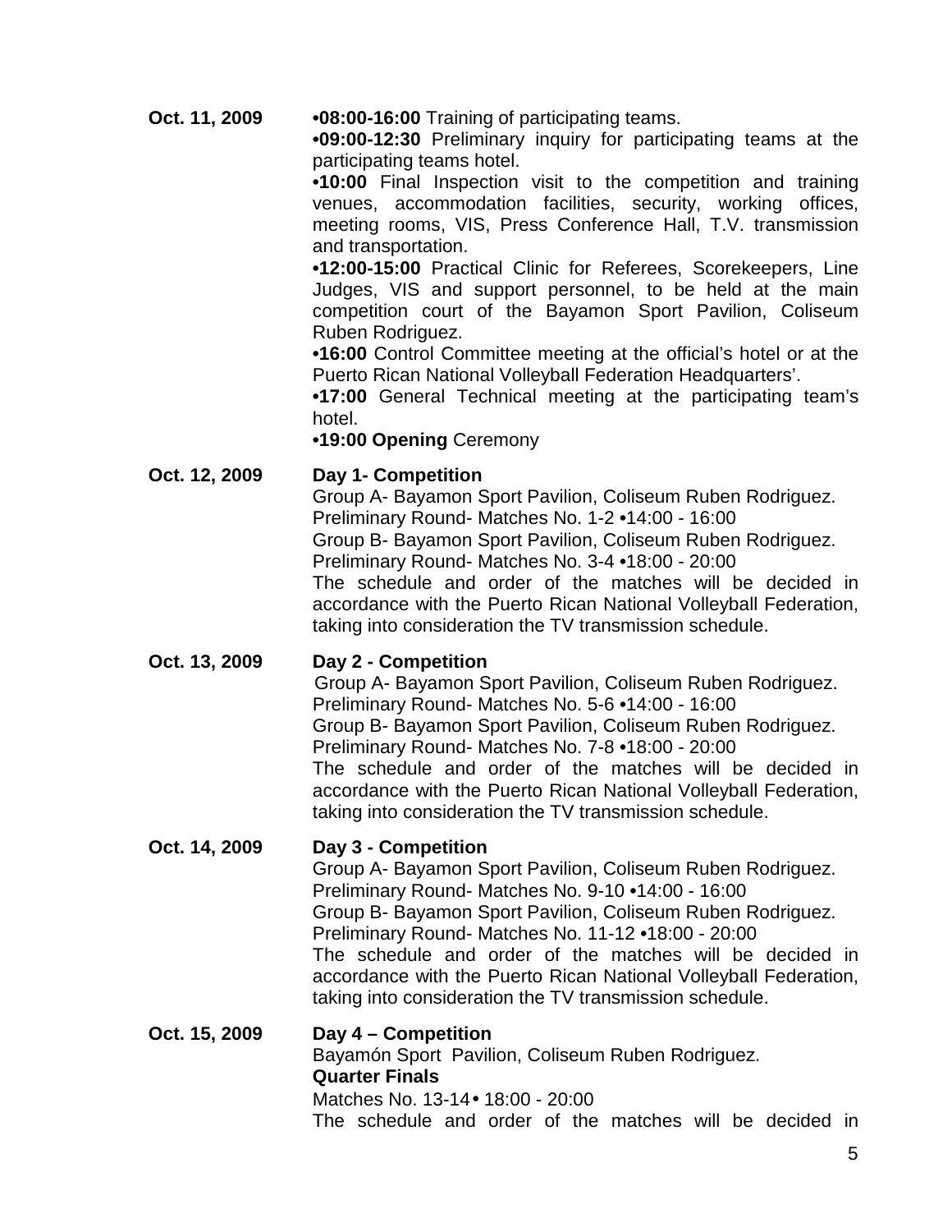**Oct. 11, 2009**

- **08:00-16:00** Training of participating teams.
- **09:00-12:30** Preliminary inquiry for participating teams at the participating teams hotel.
- **10:00** Final Inspection visit to the competition and training venues, accommodation facilities, security, working offices, meeting rooms, VIS, Press Conference Hall, T.V. transmission and transportation.
- **12:00-15:00** Practical Clinic for Referees, Scorekeepers, Line Judges, VIS and support personnel, to be held at the main competition court of the Bayamon Sport Pavilion, Coliseum Ruben Rodriguez.
- **16:00** Control Committee meeting at the official's hotel or at the Puerto Rican National Volleyball Federation Headquarters'.
- **17:00** General Technical meeting at the participating team's hotel.
- **19:00 Opening** Ceremony

**Oct. 12, 2009**

**Day 1- Competition**

Group A- Bayamon Sport Pavilion, Coliseum Ruben Rodriguez.
Preliminary Round- Matches No. 1-2 •14:00 - 16:00
Group B- Bayamon Sport Pavilion, Coliseum Ruben Rodriguez.
Preliminary Round- Matches No. 3-4 •18:00 - 20:00
The schedule and order of the matches will be decided in accordance with the Puerto Rican National Volleyball Federation, taking into consideration the TV transmission schedule.

**Oct. 13, 2009**

**Day 2 - Competition**

Group A- Bayamon Sport Pavilion, Coliseum Ruben Rodriguez.
Preliminary Round- Matches No. 5-6 •14:00 - 16:00
Group B- Bayamon Sport Pavilion, Coliseum Ruben Rodriguez.
Preliminary Round- Matches No. 7-8 •18:00 - 20:00
The schedule and order of the matches will be decided in accordance with the Puerto Rican National Volleyball Federation, taking into consideration the TV transmission schedule.

**Oct. 14, 2009**

**Day 3 - Competition**

Group A- Bayamon Sport Pavilion, Coliseum Ruben Rodriguez.
Preliminary Round- Matches No. 9-10 •14:00 - 16:00
Group B- Bayamon Sport Pavilion, Coliseum Ruben Rodriguez.
Preliminary Round- Matches No. 11-12 •18:00 - 20:00
The schedule and order of the matches will be decided in accordance with the Puerto Rican National Volleyball Federation, taking into consideration the TV transmission schedule.

**Oct. 15, 2009**

**Day 4 – Competition**

Bayamón Sport Pavilion, Coliseum Ruben Rodriguez.
**Quarter Finals**
Matches No. 13-14• 18:00 - 20:00
The schedule and order of the matches will be decided in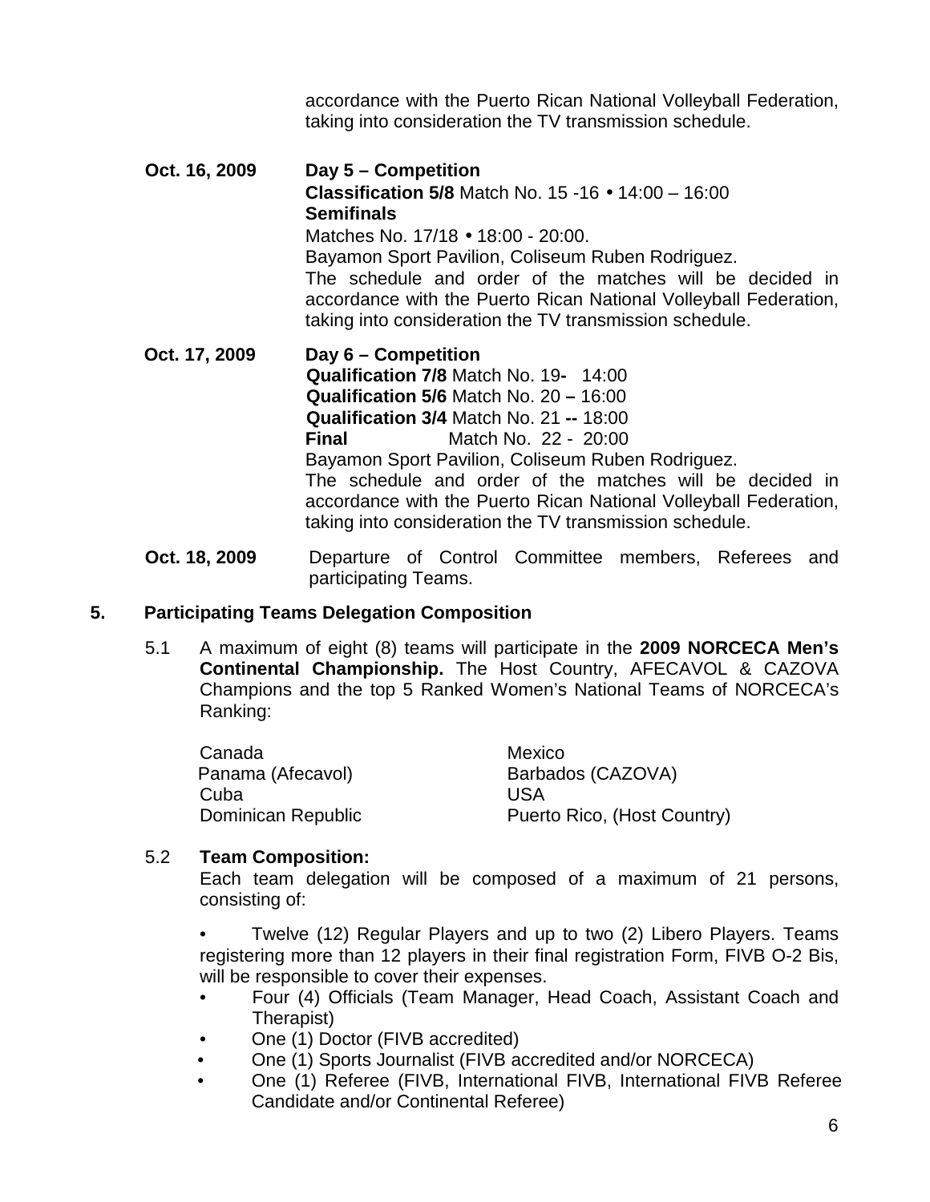accordance with the Puerto Rican National Volleyball Federation, taking into consideration the TV transmission schedule.

**Oct. 16, 2009** **Day 5 – Competition**
**Classification 5/8** Match No. 15 -16 • 14:00 – 16:00
**Semifinals**
Matches No. 17/18 • 18:00 - 20:00.
Bayamon Sport Pavilion, Coliseum Ruben Rodriguez.
The schedule and order of the matches will be decided in accordance with the Puerto Rican National Volleyball Federation, taking into consideration the TV transmission schedule.

**Oct. 17, 2009** **Day 6 – Competition**
**Qualification 7/8** Match No. 19**-** 14:00
**Qualification 5/6** Match No. 20 **–** 16:00
**Qualification 3/4** Match No. 21 **--** 18:00
**Final** Match No. 22 - 20:00
Bayamon Sport Pavilion, Coliseum Ruben Rodriguez.
The schedule and order of the matches will be decided in accordance with the Puerto Rican National Volleyball Federation, taking into consideration the TV transmission schedule.

**Oct. 18, 2009** Departure of Control Committee members, Referees and participating Teams.

## 5. Participating Teams Delegation Composition

5.1 A maximum of eight (8) teams will participate in the **2009 NORCECA Men's Continental Championship.** The Host Country, AFECAVOL & CAZOVA Champions and the top 5 Ranked Women's National Teams of NORCECA's Ranking:

| | |
|---|---|
| Canada | Mexico |
| Panama (Afecavol) | Barbados (CAZOVA) |
| Cuba | USA |
| Dominican Republic | Puerto Rico, (Host Country) |

5.2 **Team Composition:**
Each team delegation will be composed of a maximum of 21 persons, consisting of:

- Twelve (12) Regular Players and up to two (2) Libero Players. Teams registering more than 12 players in their final registration Form, FIVB O-2 Bis, will be responsible to cover their expenses.
- Four (4) Officials (Team Manager, Head Coach, Assistant Coach and Therapist)
- One (1) Doctor (FIVB accredited)
- One (1) Sports Journalist (FIVB accredited and/or NORCECA)
- One (1) Referee (FIVB, International FIVB, International FIVB Referee Candidate and/or Continental Referee)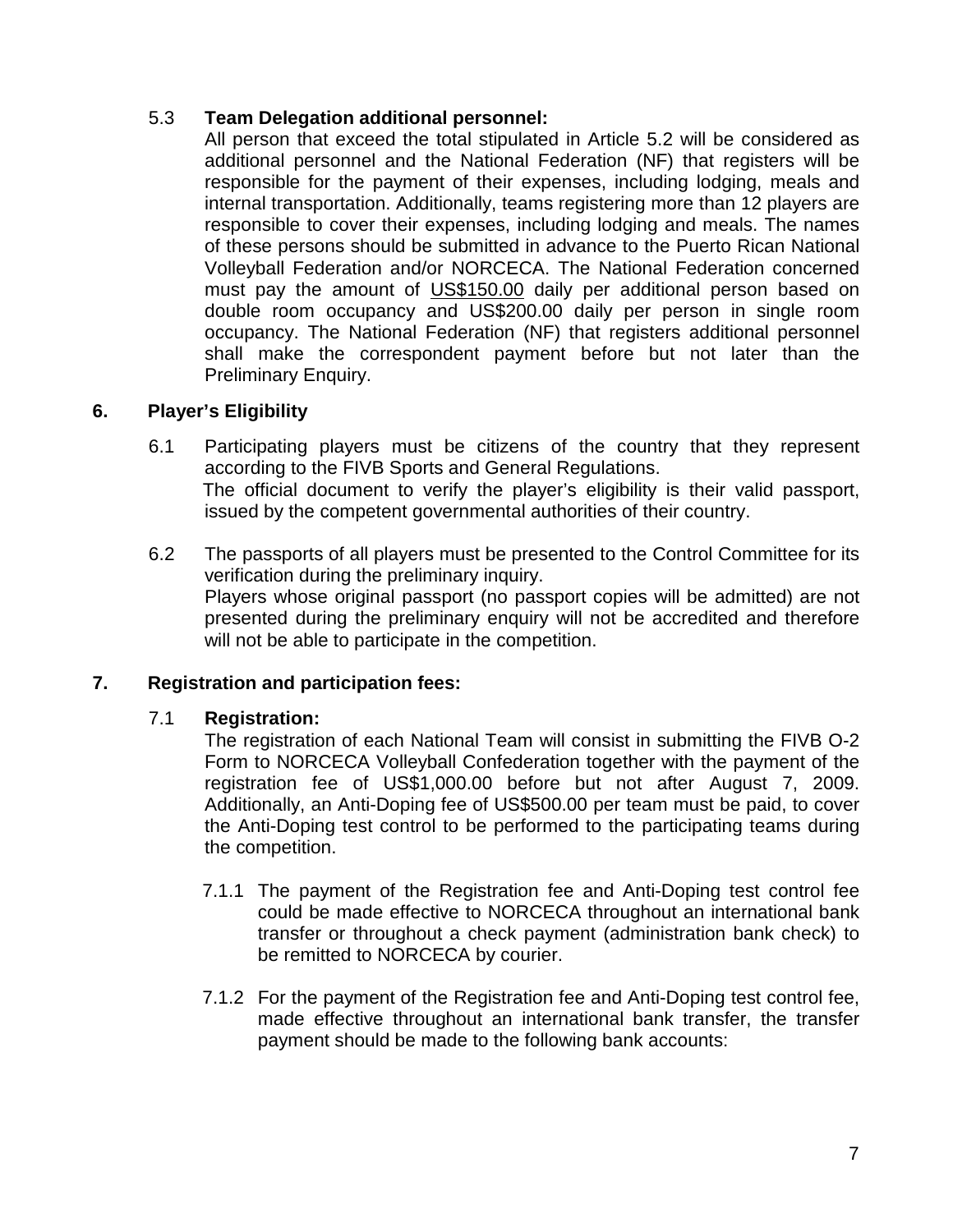### 5.3 **Team Delegation additional personnel:**

All person that exceed the total stipulated in Article 5.2 will be considered as additional personnel and the National Federation (NF) that registers will be responsible for the payment of their expenses, including lodging, meals and internal transportation. Additionally, teams registering more than 12 players are responsible to cover their expenses, including lodging and meals. The names of these persons should be submitted in advance to the Puerto Rican National Volleyball Federation and/or NORCECA. The National Federation concerned must pay the amount of US$150.00 daily per additional person based on double room occupancy and US$200.00 daily per person in single room occupancy. The National Federation (NF) that registers additional personnel shall make the correspondent payment before but not later than the Preliminary Enquiry.

## 6. Player's Eligibility

6.1 Participating players must be citizens of the country that they represent according to the FIVB Sports and General Regulations.
The official document to verify the player's eligibility is their valid passport, issued by the competent governmental authorities of their country.

6.2 The passports of all players must be presented to the Control Committee for its verification during the preliminary inquiry.
Players whose original passport (no passport copies will be admitted) are not presented during the preliminary enquiry will not be accredited and therefore will not be able to participate in the competition.

## 7. Registration and participation fees:

### 7.1 **Registration:**

The registration of each National Team will consist in submitting the FIVB O-2 Form to NORCECA Volleyball Confederation together with the payment of the registration fee of US$1,000.00 before but not after August 7, 2009. Additionally, an Anti-Doping fee of US$500.00 per team must be paid, to cover the Anti-Doping test control to be performed to the participating teams during the competition.

7.1.1 The payment of the Registration fee and Anti-Doping test control fee could be made effective to NORCECA throughout an international bank transfer or throughout a check payment (administration bank check) to be remitted to NORCECA by courier.

7.1.2 For the payment of the Registration fee and Anti-Doping test control fee, made effective throughout an international bank transfer, the transfer payment should be made to the following bank accounts: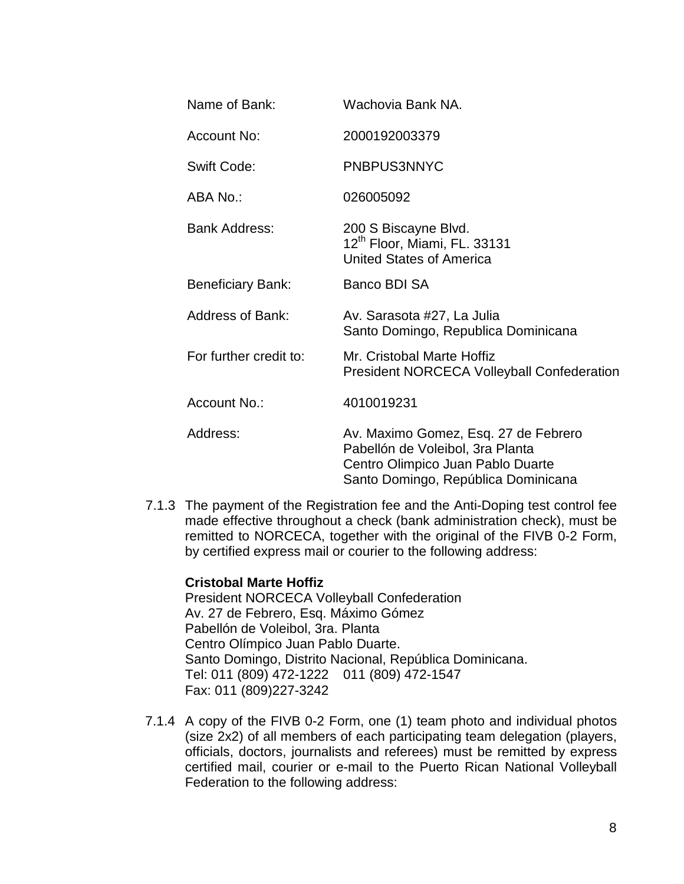| | |
|---|---|
| Name of Bank: | Wachovia Bank NA. |
| Account No: | 2000192003379 |
| Swift Code: | PNBPUS3NNYC |
| ABA No.: | 026005092 |
| Bank Address: | 200 S Biscayne Blvd.<br>12th Floor, Miami, FL. 33131<br>United States of America |
| Beneficiary Bank: | Banco BDI SA |
| Address of Bank: | Av. Sarasota #27, La Julia<br>Santo Domingo, Republica Dominicana |
| For further credit to: | Mr. Cristobal Marte Hoffiz<br>President NORCECA Volleyball Confederation |
| Account No.: | 4010019231 |
| Address: | Av. Maximo Gomez, Esq. 27 de Febrero<br>Pabellón de Voleibol, 3ra Planta<br>Centro Olimpico Juan Pablo Duarte<br>Santo Domingo, República Dominicana |

7.1.3 The payment of the Registration fee and the Anti-Doping test control fee made effective throughout a check (bank administration check), must be remitted to NORCECA, together with the original of the FIVB 0-2 Form, by certified express mail or courier to the following address:

**Cristobal Marte Hoffiz**
President NORCECA Volleyball Confederation
Av. 27 de Febrero, Esq. Máximo Gómez
Pabellón de Voleibol, 3ra. Planta
Centro Olímpico Juan Pablo Duarte.
Santo Domingo, Distrito Nacional, República Dominicana.
Tel: 011 (809) 472-1222 011 (809) 472-1547
Fax: 011 (809)227-3242

7.1.4 A copy of the FIVB 0-2 Form, one (1) team photo and individual photos (size 2x2) of all members of each participating team delegation (players, officials, doctors, journalists and referees) must be remitted by express certified mail, courier or e-mail to the Puerto Rican National Volleyball Federation to the following address: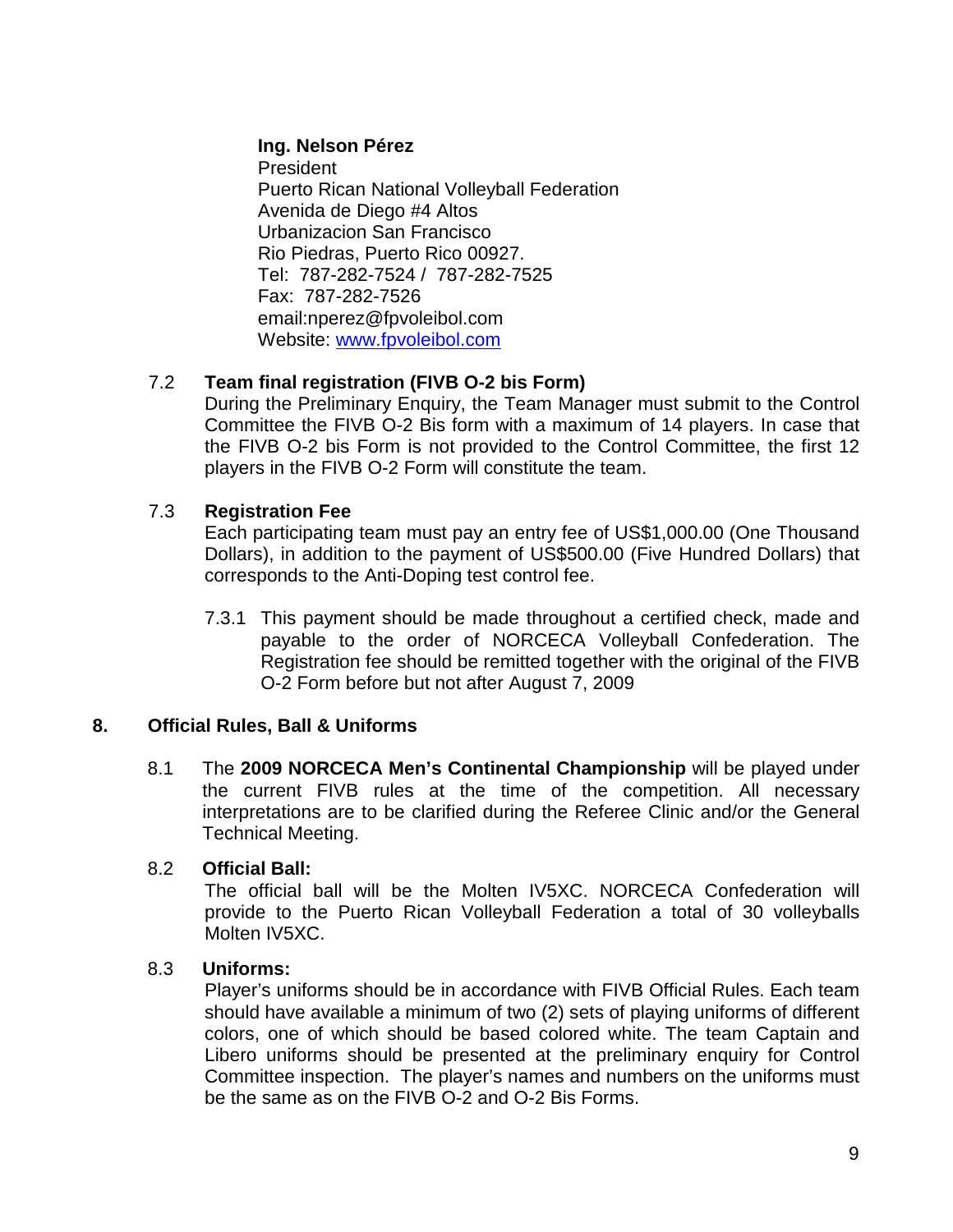**Ing. Nelson Pérez**  
President  
Puerto Rican National Volleyball Federation  
Avenida de Diego #4 Altos  
Urbanizacion San Francisco  
Rio Piedras, Puerto Rico 00927.  
Tel: 787-282-7524 / 787-282-7525  
Fax: 787-282-7526  
email:nperez@fpvoleibol.com  
Website: [www.fpvoleibol.com](http://www.fpvoleibol.com)

### 7.2 Team final registration (FIVB O-2 bis Form)

During the Preliminary Enquiry, the Team Manager must submit to the Control Committee the FIVB O-2 Bis form with a maximum of 14 players. In case that the FIVB O-2 bis Form is not provided to the Control Committee, the first 12 players in the FIVB O-2 Form will constitute the team.

### 7.3 Registration Fee

Each participating team must pay an entry fee of US$1,000.00 (One Thousand Dollars), in addition to the payment of US$500.00 (Five Hundred Dollars) that corresponds to the Anti-Doping test control fee.

7.3.1 This payment should be made throughout a certified check, made and payable to the order of NORCECA Volleyball Confederation. The Registration fee should be remitted together with the original of the FIVB O-2 Form before but not after August 7, 2009

## 8. Official Rules, Ball & Uniforms

8.1 The **2009 NORCECA Men's Continental Championship** will be played under the current FIVB rules at the time of the competition. All necessary interpretations are to be clarified during the Referee Clinic and/or the General Technical Meeting.

### 8.2 Official Ball:

The official ball will be the Molten IV5XC. NORCECA Confederation will provide to the Puerto Rican Volleyball Federation a total of 30 volleyballs Molten IV5XC.

### 8.3 Uniforms:

Player's uniforms should be in accordance with FIVB Official Rules. Each team should have available a minimum of two (2) sets of playing uniforms of different colors, one of which should be based colored white. The team Captain and Libero uniforms should be presented at the preliminary enquiry for Control Committee inspection. The player's names and numbers on the uniforms must be the same as on the FIVB O-2 and O-2 Bis Forms.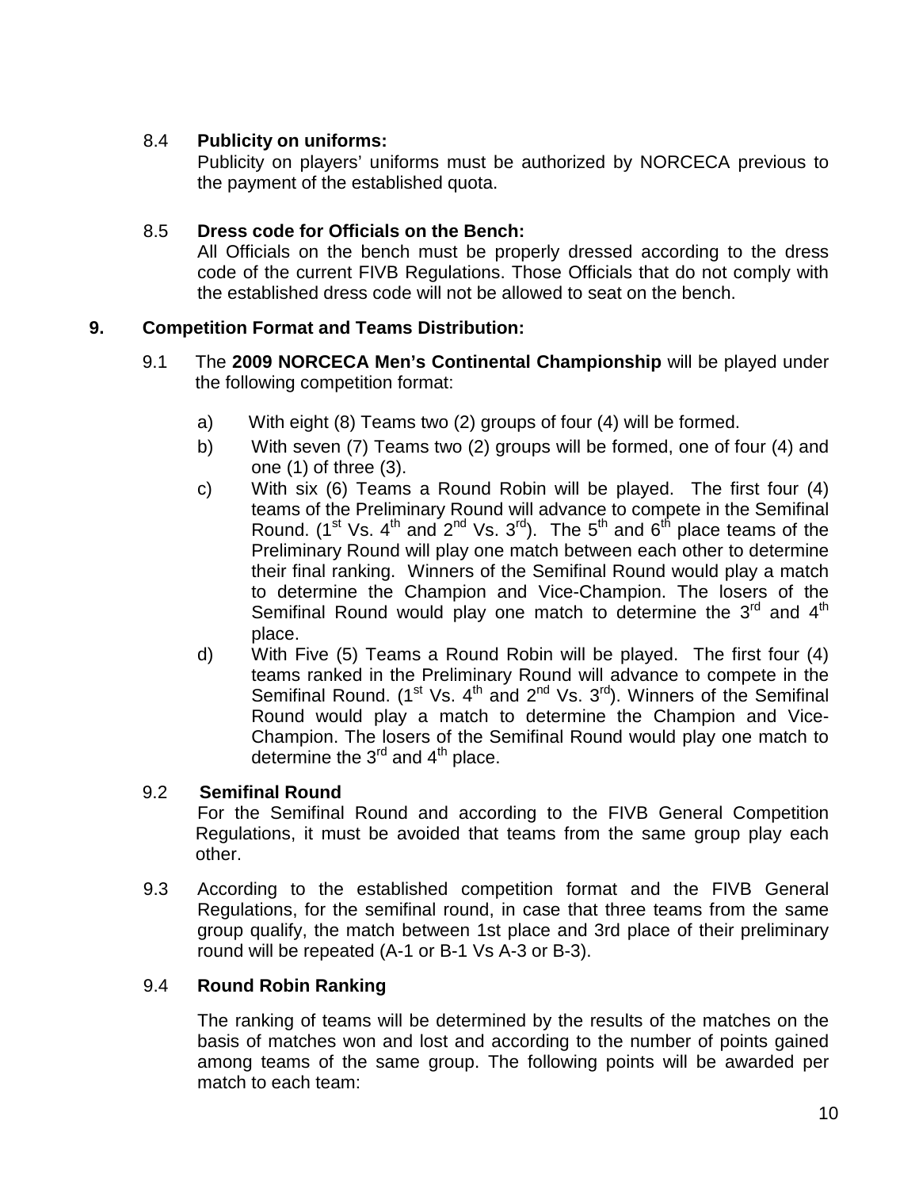8.4 **Publicity on uniforms:**

Publicity on players' uniforms must be authorized by NORCECA previous to the payment of the established quota.

8.5 **Dress code for Officials on the Bench:**

All Officials on the bench must be properly dressed according to the dress code of the current FIVB Regulations. Those Officials that do not comply with the established dress code will not be allowed to seat on the bench.

## 9. Competition Format and Teams Distribution:

9.1 The **2009 NORCECA Men's Continental Championship** will be played under the following competition format:

a) With eight (8) Teams two (2) groups of four (4) will be formed.

b) With seven (7) Teams two (2) groups will be formed, one of four (4) and one (1) of three (3).

c) With six (6) Teams a Round Robin will be played. The first four (4) teams of the Preliminary Round will advance to compete in the Semifinal Round. (1st Vs. 4th and 2nd Vs. 3rd). The 5th and 6th place teams of the Preliminary Round will play one match between each other to determine their final ranking. Winners of the Semifinal Round would play a match to determine the Champion and Vice-Champion. The losers of the Semifinal Round would play one match to determine the 3rd and 4th place.

d) With Five (5) Teams a Round Robin will be played. The first four (4) teams ranked in the Preliminary Round will advance to compete in the Semifinal Round. (1st Vs. 4th and 2nd Vs. 3rd). Winners of the Semifinal Round would play a match to determine the Champion and Vice-Champion. The losers of the Semifinal Round would play one match to determine the 3rd and 4th place.

9.2 **Semifinal Round**

For the Semifinal Round and according to the FIVB General Competition Regulations, it must be avoided that teams from the same group play each other.

9.3 According to the established competition format and the FIVB General Regulations, for the semifinal round, in case that three teams from the same group qualify, the match between 1st place and 3rd place of their preliminary round will be repeated (A-1 or B-1 Vs A-3 or B-3).

9.4 **Round Robin Ranking**

The ranking of teams will be determined by the results of the matches on the basis of matches won and lost and according to the number of points gained among teams of the same group. The following points will be awarded per match to each team: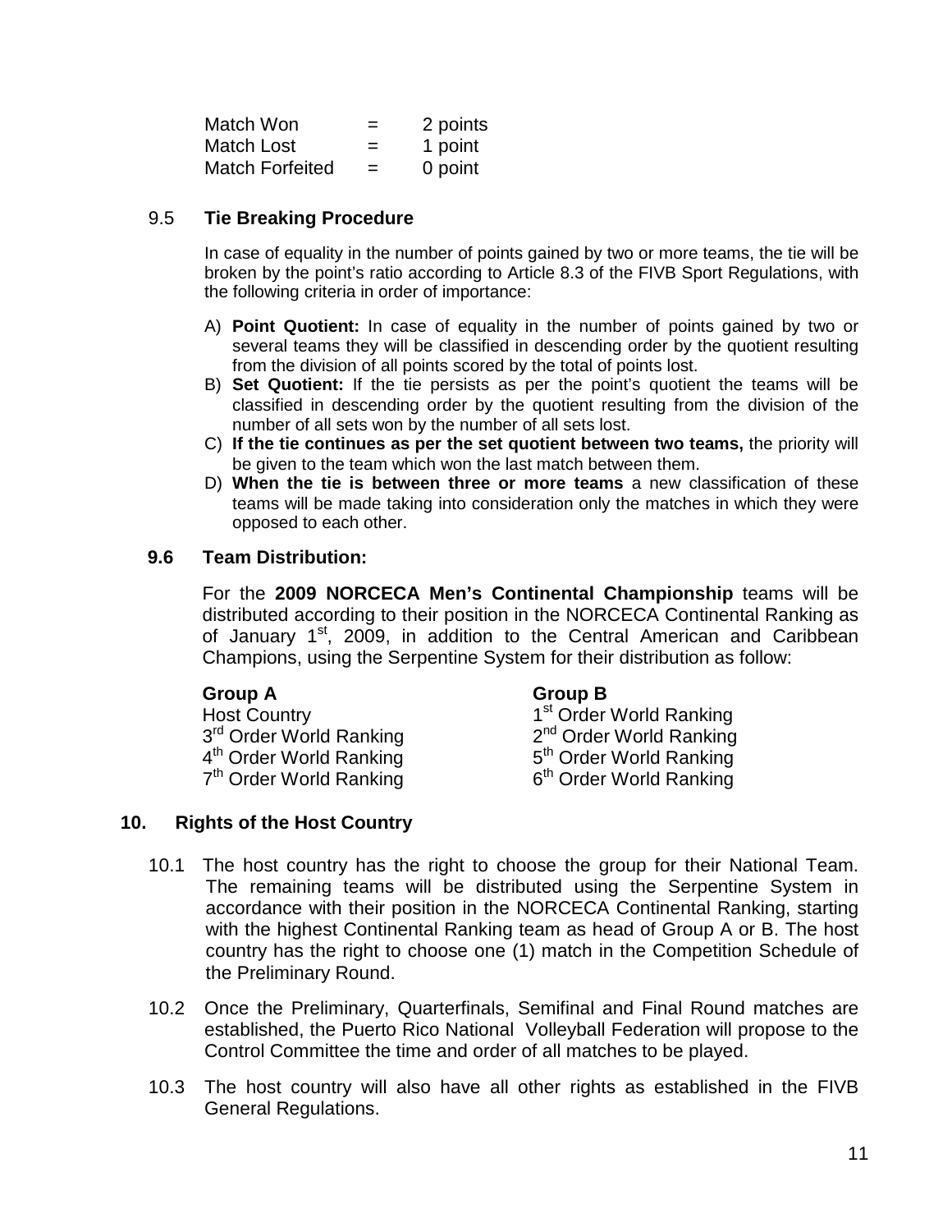| | | |
|---|---|---|
| Match Won | = | 2 points |
| Match Lost | = | 1 point |
| Match Forfeited | = | 0 point |

### 9.5 **Tie Breaking Procedure**

In case of equality in the number of points gained by two or more teams, the tie will be broken by the point's ratio according to Article 8.3 of the FIVB Sport Regulations, with the following criteria in order of importance:

A) **Point Quotient:** In case of equality in the number of points gained by two or several teams they will be classified in descending order by the quotient resulting from the division of all points scored by the total of points lost.
B) **Set Quotient:** If the tie persists as per the point's quotient the teams will be classified in descending order by the quotient resulting from the division of the number of all sets won by the number of all sets lost.
C) **If the tie continues as per the set quotient between two teams,** the priority will be given to the team which won the last match between them.
D) **When the tie is between three or more teams** a new classification of these teams will be made taking into consideration only the matches in which they were opposed to each other.

### **9.6 Team Distribution:**

For the **2009 NORCECA Men's Continental Championship** teams will be distributed according to their position in the NORCECA Continental Ranking as of January 1st, 2009, in addition to the Central American and Caribbean Champions, using the Serpentine System for their distribution as follow:

| **Group A** | **Group B** |
|---|---|
| Host Country | 1st Order World Ranking |
| 3rd Order World Ranking | 2nd Order World Ranking |
| 4th Order World Ranking | 5th Order World Ranking |
| 7th Order World Ranking | 6th Order World Ranking |

## **10. Rights of the Host Country**

10.1 The host country has the right to choose the group for their National Team. The remaining teams will be distributed using the Serpentine System in accordance with their position in the NORCECA Continental Ranking, starting with the highest Continental Ranking team as head of Group A or B. The host country has the right to choose one (1) match in the Competition Schedule of the Preliminary Round.

10.2 Once the Preliminary, Quarterfinals, Semifinal and Final Round matches are established, the Puerto Rico National Volleyball Federation will propose to the Control Committee the time and order of all matches to be played.

10.3 The host country will also have all other rights as established in the FIVB General Regulations.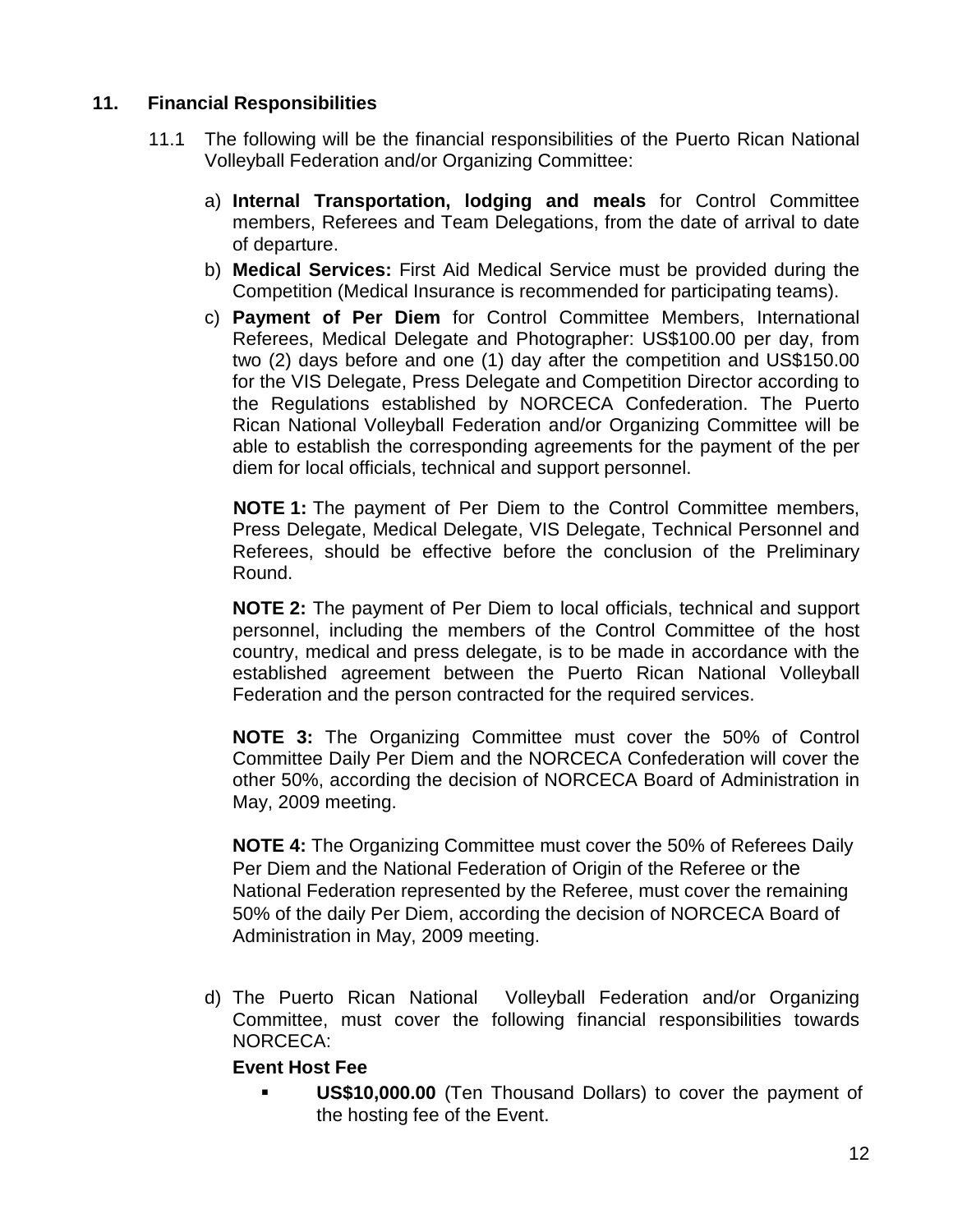## 11. Financial Responsibilities

11.1 The following will be the financial responsibilities of the Puerto Rican National Volleyball Federation and/or Organizing Committee:

a) **Internal Transportation, lodging and meals** for Control Committee members, Referees and Team Delegations, from the date of arrival to date of departure.

b) **Medical Services:** First Aid Medical Service must be provided during the Competition (Medical Insurance is recommended for participating teams).

c) **Payment of Per Diem** for Control Committee Members, International Referees, Medical Delegate and Photographer: US$100.00 per day, from two (2) days before and one (1) day after the competition and US$150.00 for the VIS Delegate, Press Delegate and Competition Director according to the Regulations established by NORCECA Confederation. The Puerto Rican National Volleyball Federation and/or Organizing Committee will be able to establish the corresponding agreements for the payment of the per diem for local officials, technical and support personnel.

**NOTE 1:** The payment of Per Diem to the Control Committee members, Press Delegate, Medical Delegate, VIS Delegate, Technical Personnel and Referees, should be effective before the conclusion of the Preliminary Round.

**NOTE 2:** The payment of Per Diem to local officials, technical and support personnel, including the members of the Control Committee of the host country, medical and press delegate, is to be made in accordance with the established agreement between the Puerto Rican National Volleyball Federation and the person contracted for the required services.

**NOTE 3:** The Organizing Committee must cover the 50% of Control Committee Daily Per Diem and the NORCECA Confederation will cover the other 50%, according the decision of NORCECA Board of Administration in May, 2009 meeting.

**NOTE 4:** The Organizing Committee must cover the 50% of Referees Daily Per Diem and the National Federation of Origin of the Referee or the National Federation represented by the Referee, must cover the remaining 50% of the daily Per Diem, according the decision of NORCECA Board of Administration in May, 2009 meeting.

d) The Puerto Rican National Volleyball Federation and/or Organizing Committee, must cover the following financial responsibilities towards NORCECA:

**Event Host Fee**

- **US$10,000.00** (Ten Thousand Dollars) to cover the payment of the hosting fee of the Event.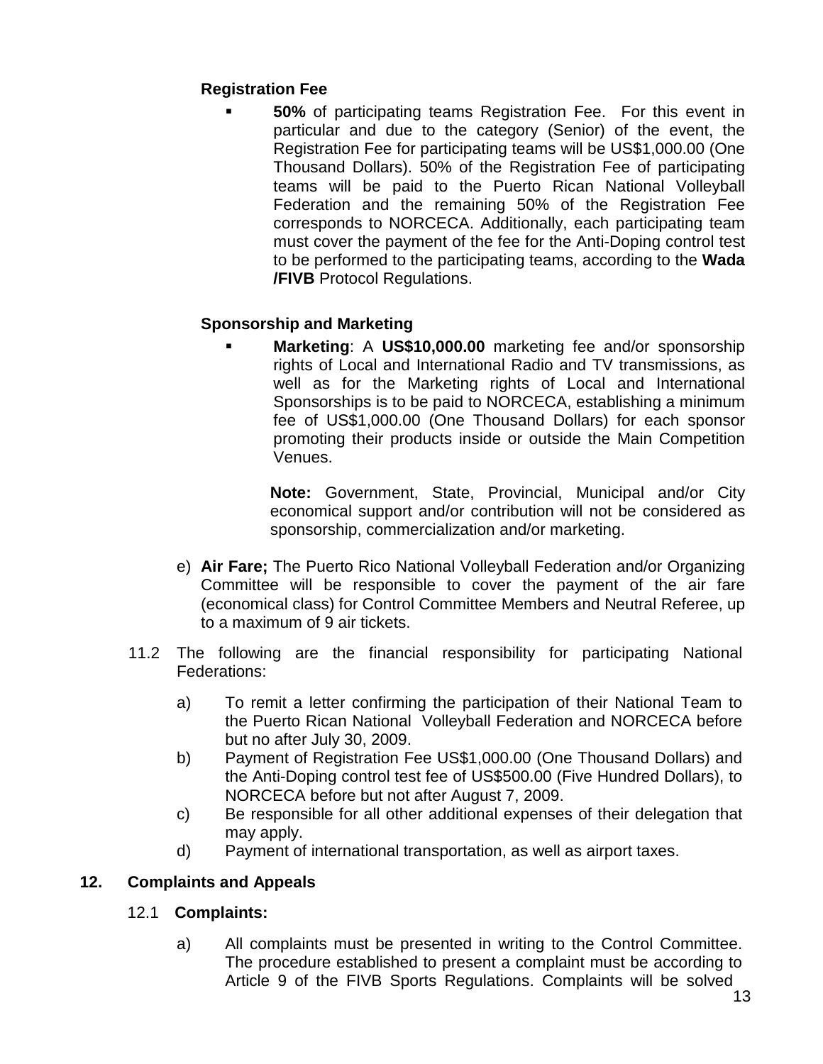**Registration Fee**

- **50%** of participating teams Registration Fee. For this event in particular and due to the category (Senior) of the event, the Registration Fee for participating teams will be US$1,000.00 (One Thousand Dollars). 50% of the Registration Fee of participating teams will be paid to the Puerto Rican National Volleyball Federation and the remaining 50% of the Registration Fee corresponds to NORCECA. Additionally, each participating team must cover the payment of the fee for the Anti-Doping control test to be performed to the participating teams, according to the **Wada /FIVB** Protocol Regulations.

**Sponsorship and Marketing**

- **Marketing**: A **US$10,000.00** marketing fee and/or sponsorship rights of Local and International Radio and TV transmissions, as well as for the Marketing rights of Local and International Sponsorships is to be paid to NORCECA, establishing a minimum fee of US$1,000.00 (One Thousand Dollars) for each sponsor promoting their products inside or outside the Main Competition Venues.

  **Note:** Government, State, Provincial, Municipal and/or City economical support and/or contribution will not be considered as sponsorship, commercialization and/or marketing.

e) **Air Fare;** The Puerto Rico National Volleyball Federation and/or Organizing Committee will be responsible to cover the payment of the air fare (economical class) for Control Committee Members and Neutral Referee, up to a maximum of 9 air tickets.

11.2 The following are the financial responsibility for participating National Federations:

a) To remit a letter confirming the participation of their National Team to the Puerto Rican National Volleyball Federation and NORCECA before but no after July 30, 2009.

b) Payment of Registration Fee US$1,000.00 (One Thousand Dollars) and the Anti-Doping control test fee of US$500.00 (Five Hundred Dollars), to NORCECA before but not after August 7, 2009.

c) Be responsible for all other additional expenses of their delegation that may apply.

d) Payment of international transportation, as well as airport taxes.

## 12. Complaints and Appeals

### 12.1 Complaints:

a) All complaints must be presented in writing to the Control Committee. The procedure established to present a complaint must be according to Article 9 of the FIVB Sports Regulations. Complaints will be solved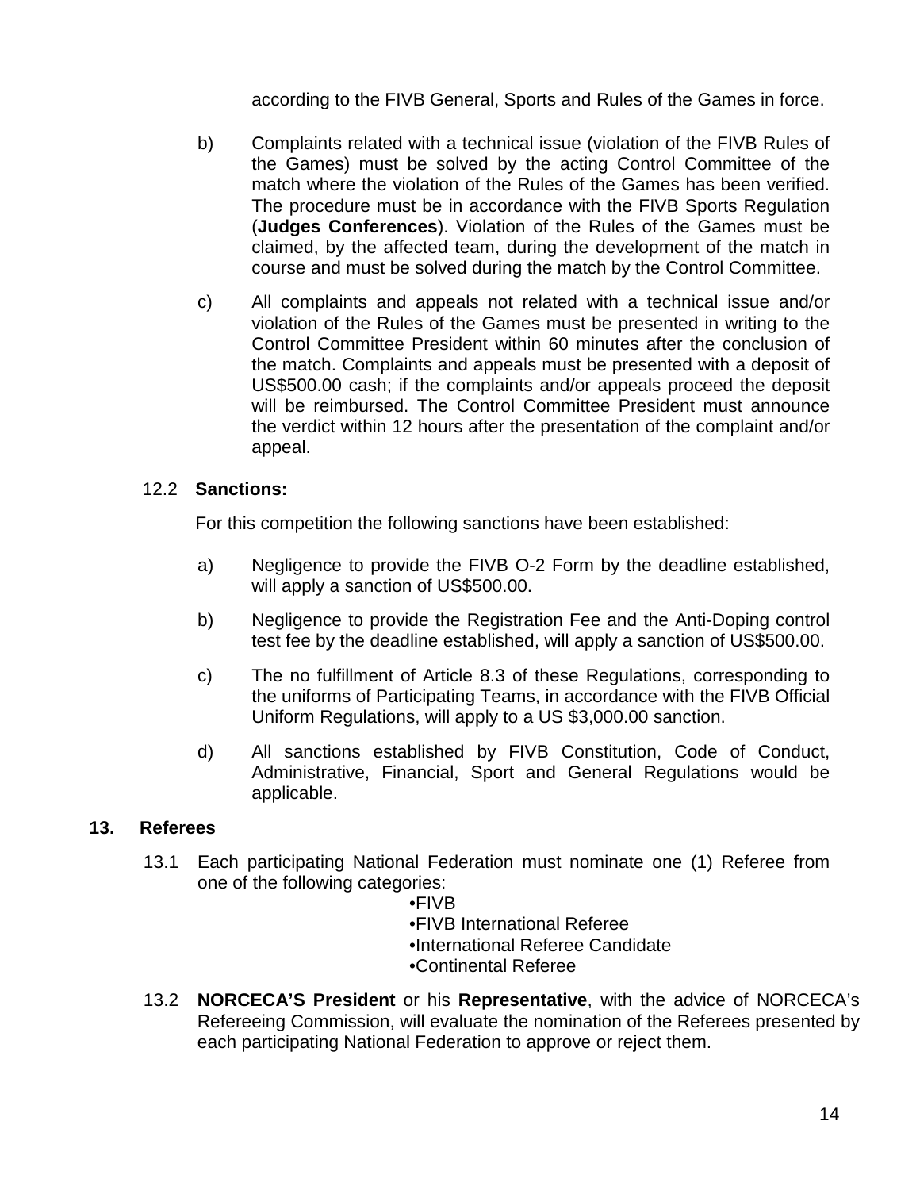according to the FIVB General, Sports and Rules of the Games in force.

b) Complaints related with a technical issue (violation of the FIVB Rules of the Games) must be solved by the acting Control Committee of the match where the violation of the Rules of the Games has been verified. The procedure must be in accordance with the FIVB Sports Regulation (**Judges Conferences**). Violation of the Rules of the Games must be claimed, by the affected team, during the development of the match in course and must be solved during the match by the Control Committee.

c) All complaints and appeals not related with a technical issue and/or violation of the Rules of the Games must be presented in writing to the Control Committee President within 60 minutes after the conclusion of the match. Complaints and appeals must be presented with a deposit of US$500.00 cash; if the complaints and/or appeals proceed the deposit will be reimbursed. The Control Committee President must announce the verdict within 12 hours after the presentation of the complaint and/or appeal.

12.2 **Sanctions:**

For this competition the following sanctions have been established:

a) Negligence to provide the FIVB O-2 Form by the deadline established, will apply a sanction of US$500.00.

b) Negligence to provide the Registration Fee and the Anti-Doping control test fee by the deadline established, will apply a sanction of US$500.00.

c) The no fulfillment of Article 8.3 of these Regulations, corresponding to the uniforms of Participating Teams, in accordance with the FIVB Official Uniform Regulations, will apply to a US $3,000.00 sanction.

d) All sanctions established by FIVB Constitution, Code of Conduct, Administrative, Financial, Sport and General Regulations would be applicable.

## 13. Referees

13.1 Each participating National Federation must nominate one (1) Referee from one of the following categories:

- FIVB
- FIVB International Referee
- International Referee Candidate
- Continental Referee

13.2 **NORCECA'S President** or his **Representative**, with the advice of NORCECA's Refereeing Commission, will evaluate the nomination of the Referees presented by each participating National Federation to approve or reject them.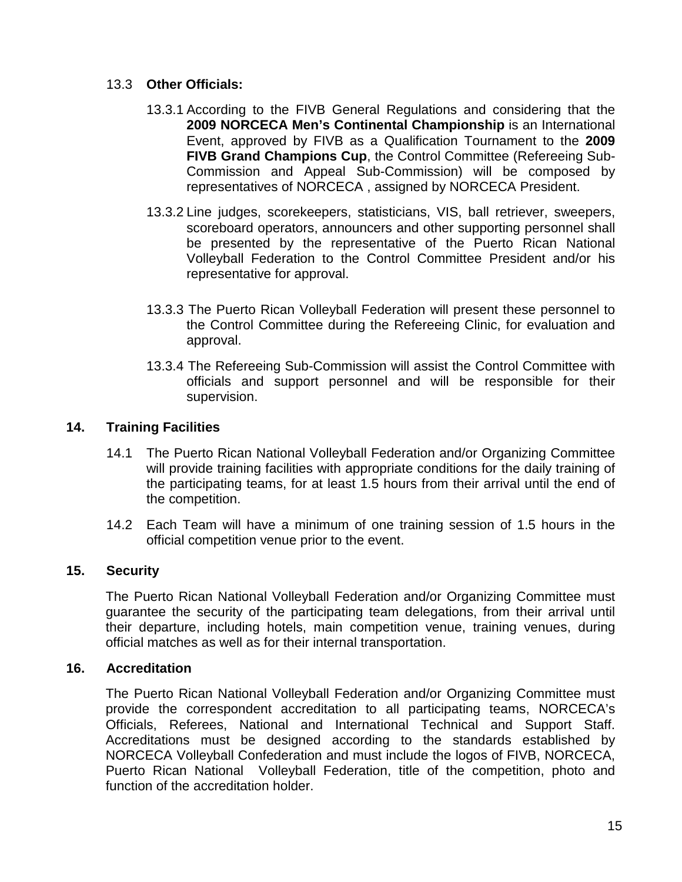13.3 **Other Officials:**

13.3.1 According to the FIVB General Regulations and considering that the **2009 NORCECA Men's Continental Championship** is an International Event, approved by FIVB as a Qualification Tournament to the **2009 FIVB Grand Champions Cup**, the Control Committee (Refereeing Sub-Commission and Appeal Sub-Commission) will be composed by representatives of NORCECA , assigned by NORCECA President.

13.3.2 Line judges, scorekeepers, statisticians, VIS, ball retriever, sweepers, scoreboard operators, announcers and other supporting personnel shall be presented by the representative of the Puerto Rican National Volleyball Federation to the Control Committee President and/or his representative for approval.

13.3.3 The Puerto Rican Volleyball Federation will present these personnel to the Control Committee during the Refereeing Clinic, for evaluation and approval.

13.3.4 The Refereeing Sub-Commission will assist the Control Committee with officials and support personnel and will be responsible for their supervision.

## 14. Training Facilities

14.1 The Puerto Rican National Volleyball Federation and/or Organizing Committee will provide training facilities with appropriate conditions for the daily training of the participating teams, for at least 1.5 hours from their arrival until the end of the competition.

14.2 Each Team will have a minimum of one training session of 1.5 hours in the official competition venue prior to the event.

## 15. Security

The Puerto Rican National Volleyball Federation and/or Organizing Committee must guarantee the security of the participating team delegations, from their arrival until their departure, including hotels, main competition venue, training venues, during official matches as well as for their internal transportation.

## 16. Accreditation

The Puerto Rican National Volleyball Federation and/or Organizing Committee must provide the correspondent accreditation to all participating teams, NORCECA's Officials, Referees, National and International Technical and Support Staff. Accreditations must be designed according to the standards established by NORCECA Volleyball Confederation and must include the logos of FIVB, NORCECA, Puerto Rican National Volleyball Federation, title of the competition, photo and function of the accreditation holder.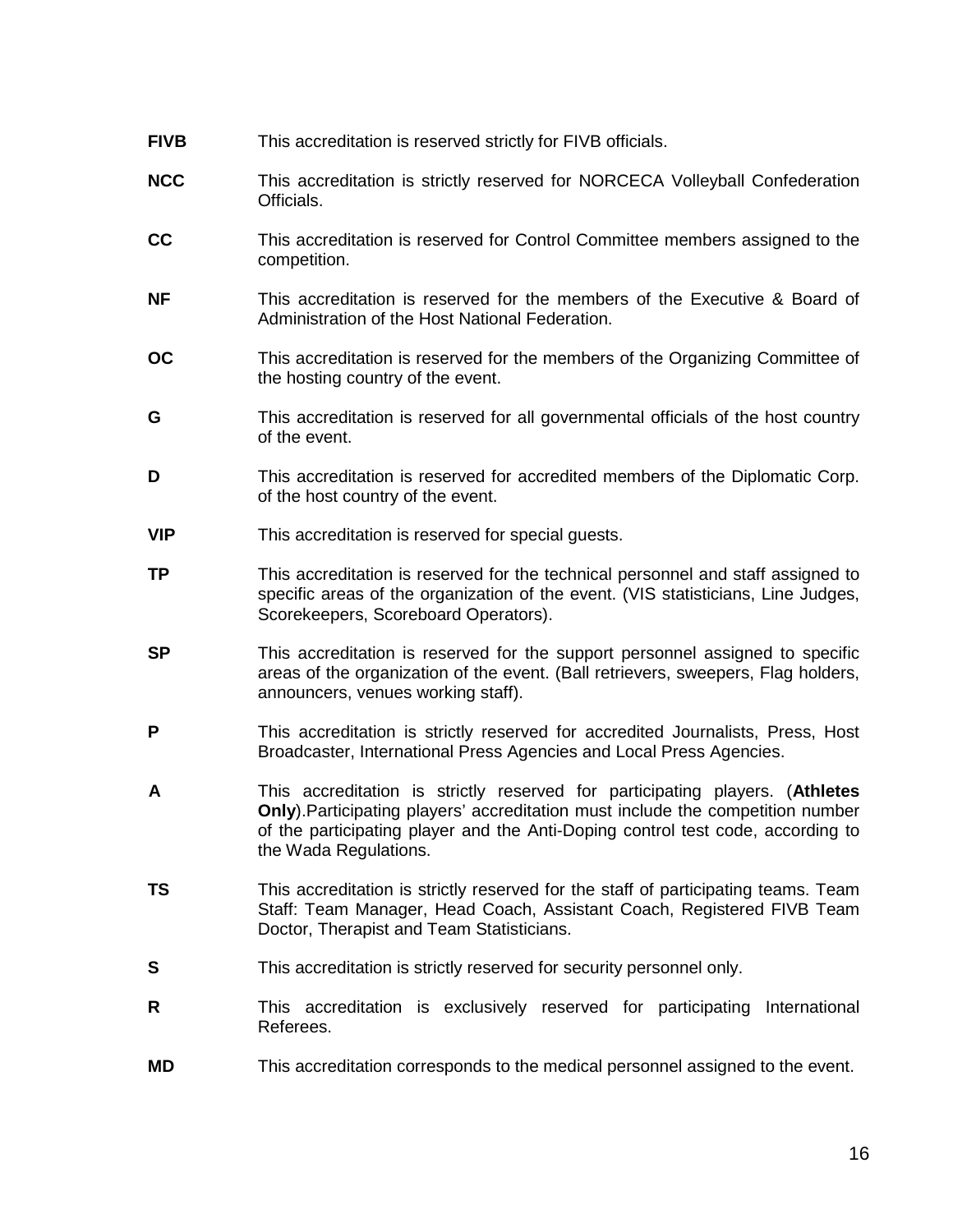**FIVB** This accreditation is reserved strictly for FIVB officials.

**NCC** This accreditation is strictly reserved for NORCECA Volleyball Confederation Officials.

**CC** This accreditation is reserved for Control Committee members assigned to the competition.

**NF** This accreditation is reserved for the members of the Executive & Board of Administration of the Host National Federation.

**OC** This accreditation is reserved for the members of the Organizing Committee of the hosting country of the event.

**G** This accreditation is reserved for all governmental officials of the host country of the event.

**D** This accreditation is reserved for accredited members of the Diplomatic Corp. of the host country of the event.

**VIP** This accreditation is reserved for special guests.

**TP** This accreditation is reserved for the technical personnel and staff assigned to specific areas of the organization of the event. (VIS statisticians, Line Judges, Scorekeepers, Scoreboard Operators).

**SP** This accreditation is reserved for the support personnel assigned to specific areas of the organization of the event. (Ball retrievers, sweepers, Flag holders, announcers, venues working staff).

**P** This accreditation is strictly reserved for accredited Journalists, Press, Host Broadcaster, International Press Agencies and Local Press Agencies.

**A** This accreditation is strictly reserved for participating players. (**Athletes Only**).Participating players' accreditation must include the competition number of the participating player and the Anti-Doping control test code, according to the Wada Regulations.

**TS** This accreditation is strictly reserved for the staff of participating teams. Team Staff: Team Manager, Head Coach, Assistant Coach, Registered FIVB Team Doctor, Therapist and Team Statisticians.

**S** This accreditation is strictly reserved for security personnel only.

**R** This accreditation is exclusively reserved for participating International Referees.

**MD** This accreditation corresponds to the medical personnel assigned to the event.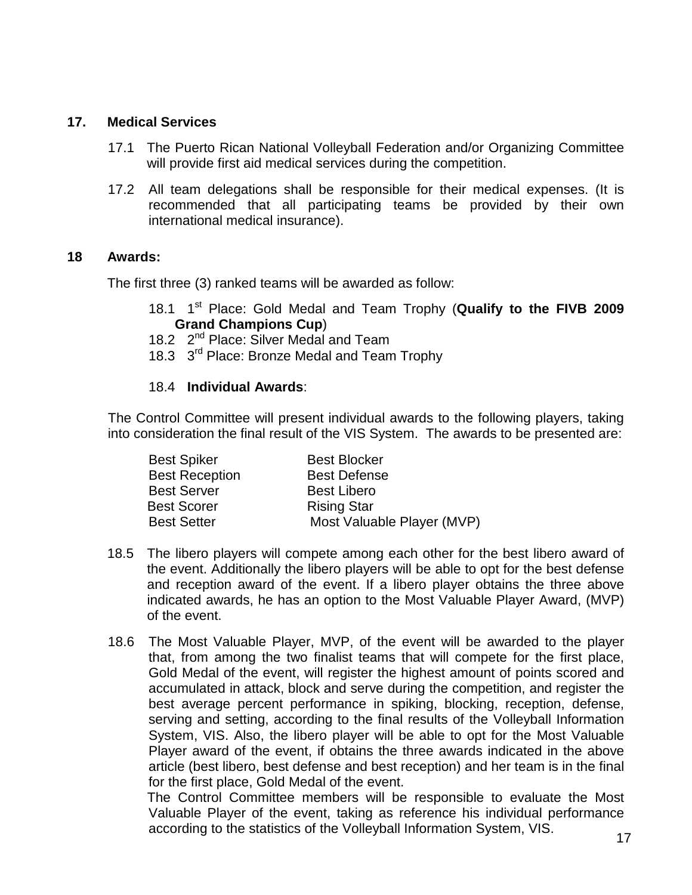## 17. Medical Services

17.1 The Puerto Rican National Volleyball Federation and/or Organizing Committee will provide first aid medical services during the competition.

17.2 All team delegations shall be responsible for their medical expenses. (It is recommended that all participating teams be provided by their own international medical insurance).

## 18 Awards:

The first three (3) ranked teams will be awarded as follow:

18.1 1st Place: Gold Medal and Team Trophy (**Qualify to the FIVB 2009 Grand Champions Cup**)
18.2 2nd Place: Silver Medal and Team
18.3 3rd Place: Bronze Medal and Team Trophy

18.4 **Individual Awards**:

The Control Committee will present individual awards to the following players, taking into consideration the final result of the VIS System. The awards to be presented are:

| | |
|---|---|
| Best Spiker | Best Blocker |
| Best Reception | Best Defense |
| Best Server | Best Libero |
| Best Scorer | Rising Star |
| Best Setter | Most Valuable Player (MVP) |

18.5 The libero players will compete among each other for the best libero award of the event. Additionally the libero players will be able to opt for the best defense and reception award of the event. If a libero player obtains the three above indicated awards, he has an option to the Most Valuable Player Award, (MVP) of the event.

18.6 The Most Valuable Player, MVP, of the event will be awarded to the player that, from among the two finalist teams that will compete for the first place, Gold Medal of the event, will register the highest amount of points scored and accumulated in attack, block and serve during the competition, and register the best average percent performance in spiking, blocking, reception, defense, serving and setting, according to the final results of the Volleyball Information System, VIS. Also, the libero player will be able to opt for the Most Valuable Player award of the event, if obtains the three awards indicated in the above article (best libero, best defense and best reception) and her team is in the final for the first place, Gold Medal of the event.

The Control Committee members will be responsible to evaluate the Most Valuable Player of the event, taking as reference his individual performance according to the statistics of the Volleyball Information System, VIS.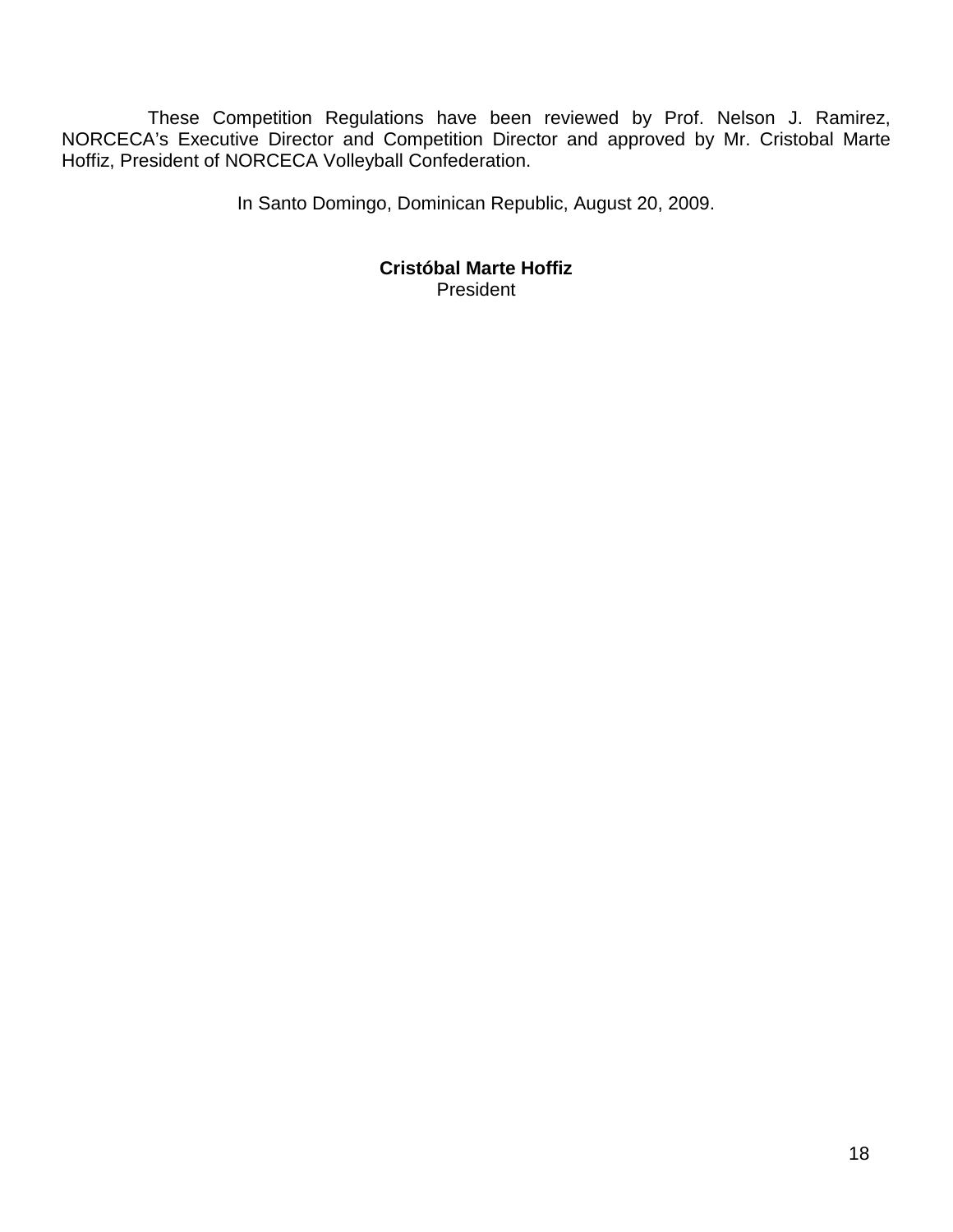These Competition Regulations have been reviewed by Prof. Nelson J. Ramirez, NORCECA's Executive Director and Competition Director and approved by Mr. Cristobal Marte Hoffiz, President of NORCECA Volleyball Confederation.

In Santo Domingo, Dominican Republic, August 20, 2009.

**Cristóbal Marte Hoffiz**
President